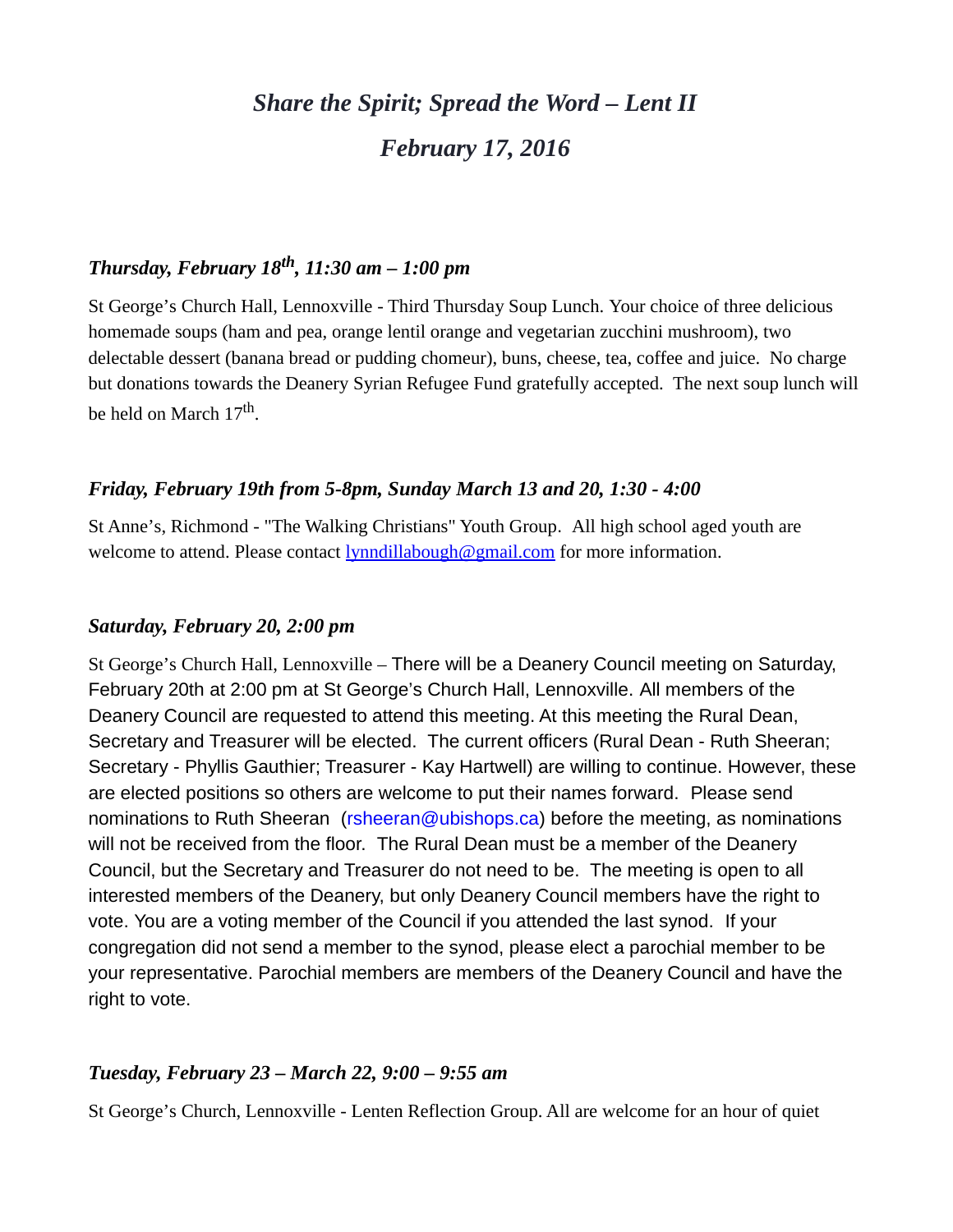# *Share the Spirit; Spread the Word – Lent II*

## *February 17, 2016*

### *Thursday, February 18th, 11:30 am – 1:00 pm*

St George's Church Hall, Lennoxville - Third Thursday Soup Lunch. Your choice of three delicious homemade soups (ham and pea, orange lentil orange and vegetarian zucchini mushroom), two delectable dessert (banana bread or pudding chomeur), buns, cheese, tea, coffee and juice. No charge but donations towards the Deanery Syrian Refugee Fund gratefully accepted. The next soup lunch will be held on March 17th.

### *Friday, February 19th from 5-8pm, Sunday March 13 and 20, 1:30 - 4:00*

St Anne's, Richmond - "The Walking Christians" Youth Group. All high school aged youth are welcome to attend. Please contact lynndillabough@gmail.com for more information.

### *Saturday, February 20, 2:00 pm*

St George's Church Hall, Lennoxville – There will be a Deanery Council meeting on Saturday, February 20th at 2:00 pm at St George's Church Hall, Lennoxville. All members of the Deanery Council are requested to attend this meeting. At this meeting the Rural Dean, Secretary and Treasurer will be elected. The current officers (Rural Dean - Ruth Sheeran; Secretary - Phyllis Gauthier; Treasurer - Kay Hartwell) are willing to continue. However, these are elected positions so others are welcome to put their names forward. Please send nominations to Ruth Sheeran (rsheeran@ubishops.ca) before the meeting, as nominations will not be received from the floor. The Rural Dean must be a member of the Deanery Council, but the Secretary and Treasurer do not need to be. The meeting is open to all interested members of the Deanery, but only Deanery Council members have the right to vote. You are a voting member of the Council if you attended the last synod. If your congregation did not send a member to the synod, please elect a parochial member to be your representative. Parochial members are members of the Deanery Council and have the right to vote.

### *Tuesday, February 23 – March 22, 9:00 – 9:55 am*

St George's Church, Lennoxville - Lenten Reflection Group. All are welcome for an hour of quiet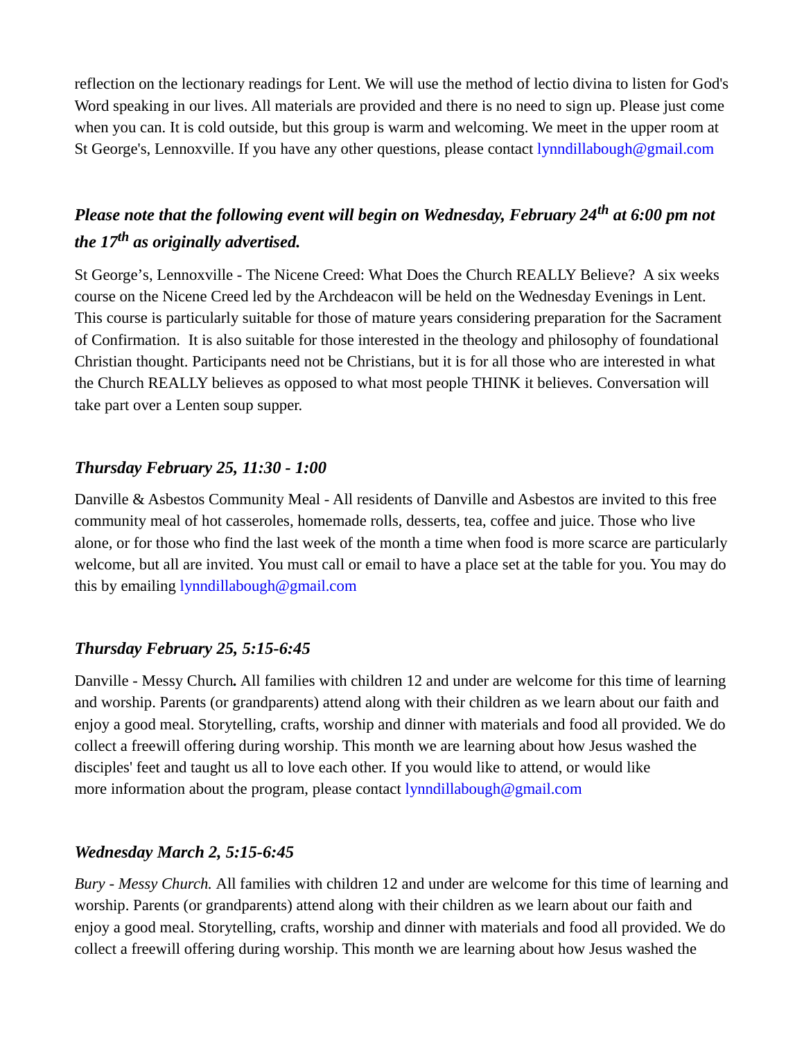reflection on the lectionary readings for Lent. We will use the method of lectio divina to listen for God's Word speaking in our lives. All materials are provided and there is no need to sign up. Please just come when you can. It is cold outside, but this group is warm and welcoming. We meet in the upper room at St George's, Lennoxville. If you have any other questions, please contact lynndillabough@gmail.com

### *Please note that the following event will begin on Wednesday, February 24th at 6:00 pm not the 17th as originally advertised.*

St George's, Lennoxville - The Nicene Creed: What Does the Church REALLY Believe? A six weeks course on the Nicene Creed led by the Archdeacon will be held on the Wednesday Evenings in Lent. This course is particularly suitable for those of mature years considering preparation for the Sacrament of Confirmation. It is also suitable for those interested in the theology and philosophy of foundational Christian thought. Participants need not be Christians, but it is for all those who are interested in what the Church REALLY believes as opposed to what most people THINK it believes. Conversation will take part over a Lenten soup supper.

### *Thursday February 25, 11:30 - 1:00*

Danville & Asbestos Community Meal - All residents of Danville and Asbestos are invited to this free community meal of hot casseroles, homemade rolls, desserts, tea, coffee and juice. Those who live alone, or for those who find the last week of the month a time when food is more scarce are particularly welcome, but all are invited. You must call or email to have a place set at the table for you. You may do this by emailing lynndillabough@gmail.com

### *Thursday February 25, 5:15-6:45*

Danville - Messy Church**.** All families with children 12 and under are welcome for this time of learning and worship. Parents (or grandparents) attend along with their children as we learn about our faith and enjoy a good meal. Storytelling, crafts, worship and dinner with materials and food all provided. We do collect a freewill offering during worship. This month we are learning about how Jesus washed the disciples' feet and taught us all to love each other. If you would like to attend, or would like more information about the program, please contact lynndillabough@gmail.com

### *Wednesday March 2, 5:15-6:45*

*Bury - Messy Church.* All families with children 12 and under are welcome for this time of learning and worship. Parents (or grandparents) attend along with their children as we learn about our faith and enjoy a good meal. Storytelling, crafts, worship and dinner with materials and food all provided. We do collect a freewill offering during worship. This month we are learning about how Jesus washed the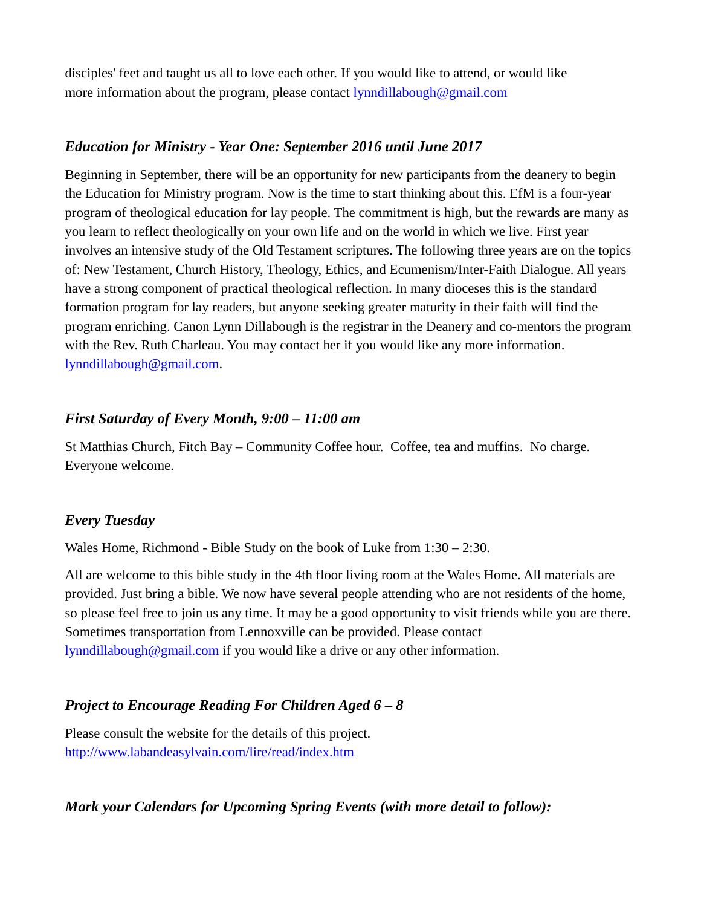disciples' feet and taught us all to love each other. If you would like to attend, or would like more information about the program, please contact lynndillabough@gmail.com

### *Education for Ministry - Year One: September 2016 until June 2017*

Beginning in September, there will be an opportunity for new participants from the deanery to begin the Education for Ministry program. Now is the time to start thinking about this. EfM is a four-year program of theological education for lay people. The commitment is high, but the rewards are many as you learn to reflect theologically on your own life and on the world in which we live. First year involves an intensive study of the Old Testament scriptures. The following three years are on the topics of: New Testament, Church History, Theology, Ethics, and Ecumenism/Inter-Faith Dialogue. All years have a strong component of practical theological reflection. In many dioceses this is the standard formation program for lay readers, but anyone seeking greater maturity in their faith will find the program enriching. Canon Lynn Dillabough is the registrar in the Deanery and co-mentors the program with the Rev. Ruth Charleau. You may contact her if you would like any more information. lynndillabough@gmail.com.

### *First Saturday of Every Month, 9:00 – 11:00 am*

St Matthias Church, Fitch Bay – Community Coffee hour. Coffee, tea and muffins. No charge. Everyone welcome.

### *Every Tuesday*

Wales Home, Richmond - Bible Study on the book of Luke from 1:30 – 2:30.

All are welcome to this bible study in the 4th floor living room at the Wales Home. All materials are provided. Just bring a bible. We now have several people attending who are not residents of the home, so please feel free to join us any time. It may be a good opportunity to visit friends while you are there. Sometimes transportation from Lennoxville can be provided. Please contact lynndillabough@gmail.com if you would like a drive or any other information.

### *Project to Encourage Reading For Children Aged 6 – 8*

Please consult the website for the details of this project.
http://www.labandeasylvain.com/lire/read/index.htm

### *Mark your Calendars for Upcoming Spring Events (with more detail to follow):*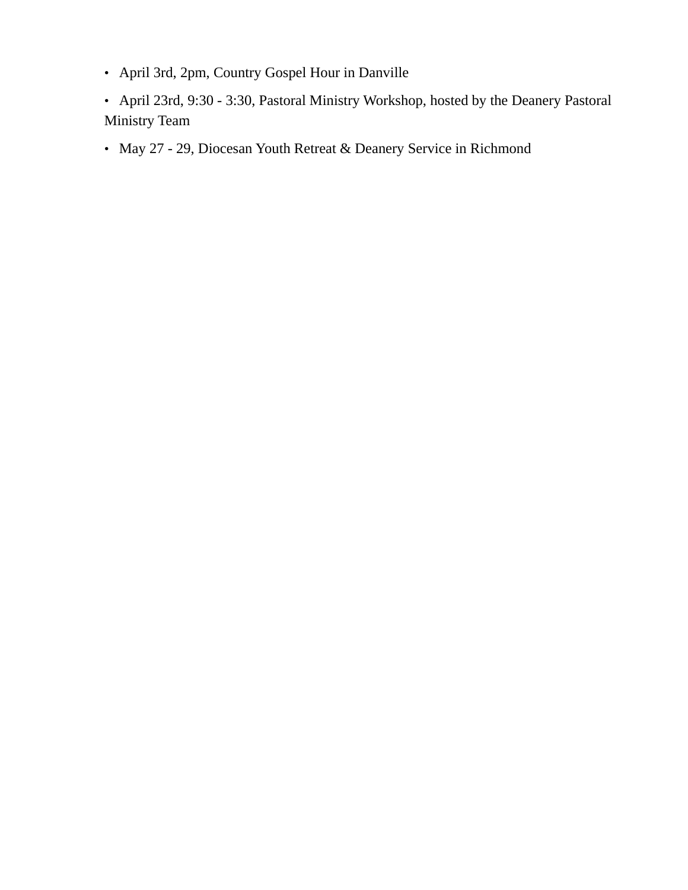- April 3rd, 2pm, Country Gospel Hour in Danville
- April 23rd, 9:30 - 3:30, Pastoral Ministry Workshop, hosted by the Deanery Pastoral Ministry Team
- May 27 - 29, Diocesan Youth Retreat & Deanery Service in Richmond